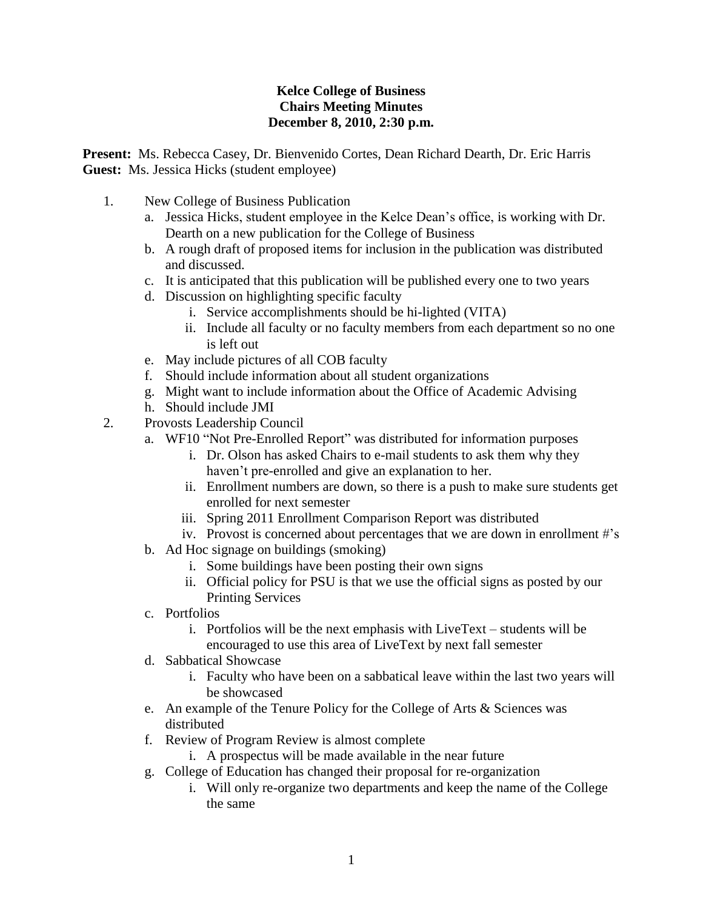# Kelce College of Business
## Chairs Meeting Minutes
### December 8, 2010, 2:30 p.m.

**Present:** Ms. Rebecca Casey, Dr. Bienvenido Cortes, Dean Richard Dearth, Dr. Eric Harris
**Guest:** Ms. Jessica Hicks (student employee)

1. New College of Business Publication
   a. Jessica Hicks, student employee in the Kelce Dean's office, is working with Dr. Dearth on a new publication for the College of Business
   b. A rough draft of proposed items for inclusion in the publication was distributed and discussed.
   c. It is anticipated that this publication will be published every one to two years
   d. Discussion on highlighting specific faculty
      i. Service accomplishments should be hi-lighted (VITA)
      ii. Include all faculty or no faculty members from each department so no one is left out
   e. May include pictures of all COB faculty
   f. Should include information about all student organizations
   g. Might want to include information about the Office of Academic Advising
   h. Should include JMI
2. Provosts Leadership Council
   a. WF10 "Not Pre-Enrolled Report" was distributed for information purposes
      i. Dr. Olson has asked Chairs to e-mail students to ask them why they haven't pre-enrolled and give an explanation to her.
      ii. Enrollment numbers are down, so there is a push to make sure students get enrolled for next semester
      iii. Spring 2011 Enrollment Comparison Report was distributed
      iv. Provost is concerned about percentages that we are down in enrollment #'s
   b. Ad Hoc signage on buildings (smoking)
      i. Some buildings have been posting their own signs
      ii. Official policy for PSU is that we use the official signs as posted by our Printing Services
   c. Portfolios
      i. Portfolios will be the next emphasis with LiveText – students will be encouraged to use this area of LiveText by next fall semester
   d. Sabbatical Showcase
      i. Faculty who have been on a sabbatical leave within the last two years will be showcased
   e. An example of the Tenure Policy for the College of Arts & Sciences was distributed
   f. Review of Program Review is almost complete
      i. A prospectus will be made available in the near future
   g. College of Education has changed their proposal for re-organization
      i. Will only re-organize two departments and keep the name of the College the same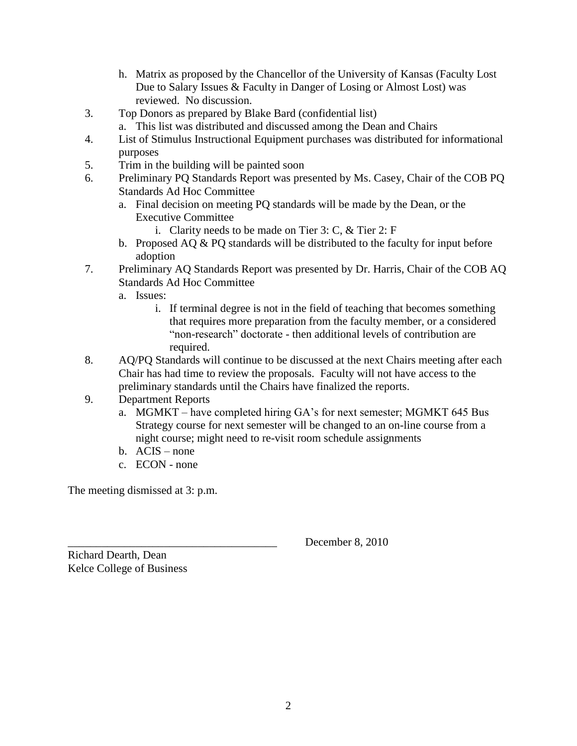h. Matrix as proposed by the Chancellor of the University of Kansas (Faculty Lost Due to Salary Issues & Faculty in Danger of Losing or Almost Lost) was reviewed. No discussion.

3. Top Donors as prepared by Blake Bard (confidential list)
   a. This list was distributed and discussed among the Dean and Chairs
4. List of Stimulus Instructional Equipment purchases was distributed for informational purposes
5. Trim in the building will be painted soon
6. Preliminary PQ Standards Report was presented by Ms. Casey, Chair of the COB PQ Standards Ad Hoc Committee
   a. Final decision on meeting PQ standards will be made by the Dean, or the Executive Committee
      i. Clarity needs to be made on Tier 3: C, & Tier 2: F
   b. Proposed AQ & PQ standards will be distributed to the faculty for input before adoption
7. Preliminary AQ Standards Report was presented by Dr. Harris, Chair of the COB AQ Standards Ad Hoc Committee
   a. Issues:
      i. If terminal degree is not in the field of teaching that becomes something that requires more preparation from the faculty member, or a considered "non-research" doctorate - then additional levels of contribution are required.
8. AQ/PQ Standards will continue to be discussed at the next Chairs meeting after each Chair has had time to review the proposals. Faculty will not have access to the preliminary standards until the Chairs have finalized the reports.
9. Department Reports
   a. MGMKT – have completed hiring GA's for next semester; MGMKT 645 Bus Strategy course for next semester will be changed to an on-line course from a night course; might need to re-visit room schedule assignments
   b. ACIS – none
   c. ECON - none

The meeting dismissed at 3: p.m.

_____________________________________ December 8, 2010

Richard Dearth, Dean
Kelce College of Business